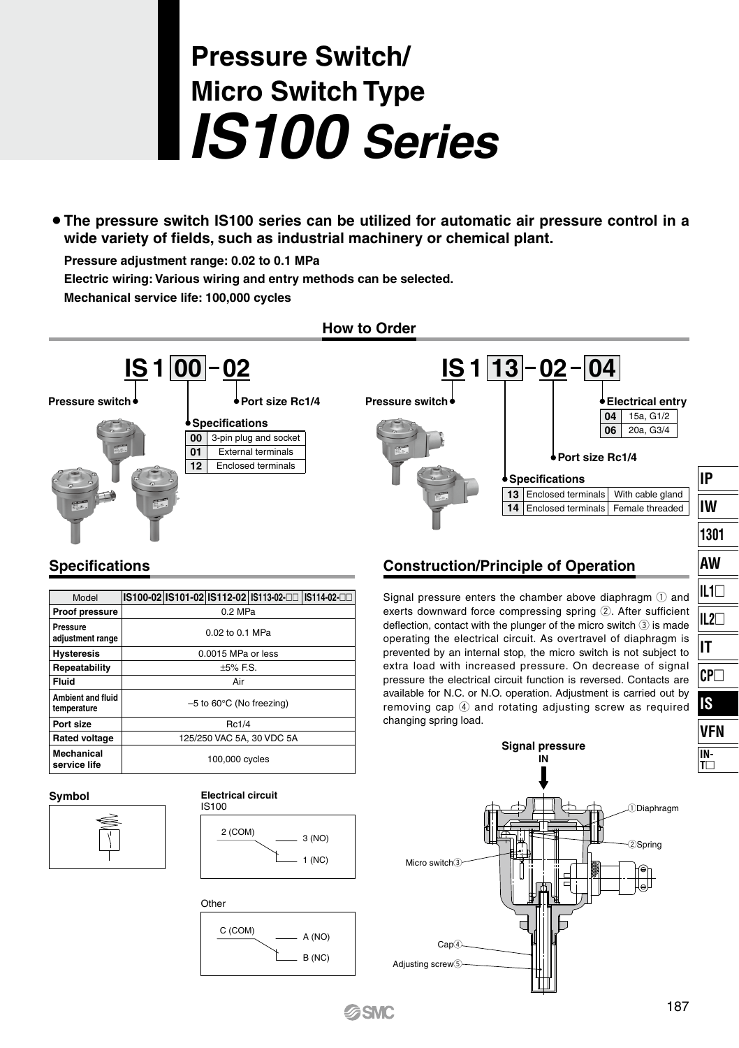# Pressure Switch/ Micro Switch Type
# *IS100 Series*

- **The pressure switch IS100 series can be utilized for automatic air pressure control in a wide variety of fields, such as industrial machinery or chemical plant.**

  **Pressure adjustment range: 0.02 to 0.1 MPa**

  **Electric wiring: Various wiring and entry methods can be selected.**

  **Mechanical service life: 100,000 cycles**

## How to Order

**IS 1 00 – 02**

- Pressure switch
- Port size Rc1/4
- Specifications

| | Specifications |
|---|---|
| 00 | 3-pin plug and socket |
| 01 | External terminals |
| 12 | Enclosed terminals |

**IS 1 13 – 02 – 04**

- Pressure switch
- Port size Rc1/4
- Electrical entry

| | Electrical entry |
|---|---|
| 04 | 15a, G1/2 |
| 06 | 20a, G3/4 |

- Specifications

| | Specifications | |
|---|---|---|
| 13 | Enclosed terminals | With cable gland |
| 14 | Enclosed terminals | Female threaded |

## Specifications

| Model | IS100-02 | IS101-02 | IS112-02 | IS113-02-□□ | IS114-02-□□ |
|---|---|---|---|---|---|
| Proof pressure | 0.2 MPa | | | | |
| Pressure adjustment range | 0.02 to 0.1 MPa | | | | |
| Hysteresis | 0.0015 MPa or less | | | | |
| Repeatability | ±5% F.S. | | | | |
| Fluid | Air | | | | |
| Ambient and fluid temperature | –5 to 60°C (No freezing) | | | | |
| Port size | Rc1/4 | | | | |
| Rated voltage | 125/250 VAC 5A, 30 VDC 5A | | | | |
| Mechanical service life | 100,000 cycles | | | | |

**Symbol**

**Electrical circuit**

IS100

2 (COM) — 3 (NO), 1 (NC)

Other

C (COM) — A (NO), B (NC)

## Construction/Principle of Operation

Signal pressure enters the chamber above diaphragm ① and exerts downward force compressing spring ②. After sufficient deflection, contact with the plunger of the micro switch ③ is made operating the electrical circuit. As overtravel of diaphragm is prevented by an internal stop, the micro switch is not subject to extra load with increased pressure. On decrease of signal pressure the electrical circuit function is reversed. Contacts are available for N.C. or N.O. operation. Adjustment is carried out by removing cap ④ and rotating adjusting screw as required changing spring load.

Signal pressure IN

①Diaphragm
②Spring
Micro switch③
Cap④
Adjusting screw⑤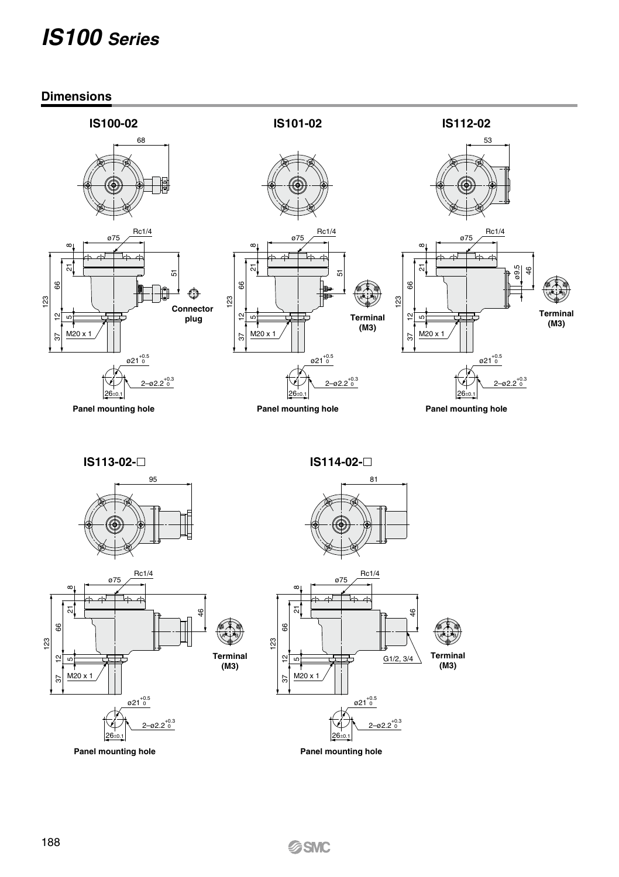# IS100 Series

## Dimensions

### IS100-02

68

ø75

Rc1/4

8

21

66

123

12

5

37

M20 x 1

51

Connector plug

ø21 $^{+0.5}_{0}$

2–ø2.2 $^{+0.3}_{0}$

26±0.1

Panel mounting hole

### IS101-02

ø75

Rc1/4

8

21

66

123

12

5

37

M20 x 1

51

Terminal (M3)

ø21 $^{+0.5}_{0}$

2–ø2.2 $^{+0.3}_{0}$

26±0.1

Panel mounting hole

### IS112-02

53

ø75

Rc1/4

8

21

66

123

12

5

37

M20 x 1

ø9.5

46

Terminal (M3)

ø21 $^{+0.5}_{0}$

2–ø2.2 $^{+0.3}_{0}$

26±0.1

Panel mounting hole

### IS113-02-□

95

ø75

Rc1/4

8

21

66

123

12

5

37

M20 x 1

46

Terminal (M3)

ø21 $^{+0.5}_{0}$

2–ø2.2 $^{+0.3}_{0}$

26±0.1

Panel mounting hole

### IS114-02-□

81

ø75

Rc1/4

8

21

66

123

12

5

37

M20 x 1

46

G1/2, 3/4

Terminal (M3)

ø21 $^{+0.5}_{0}$

2–ø2.2 $^{+0.3}_{0}$

26±0.1

Panel mounting hole